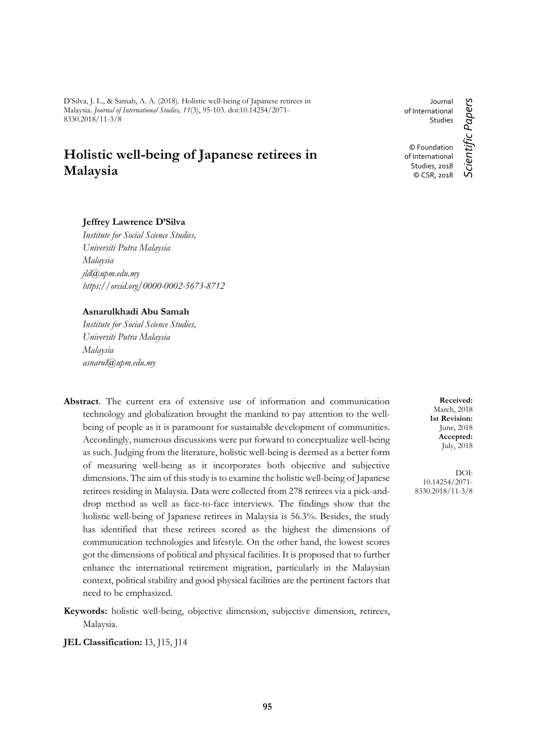D'Silva, J. L., & Samah, A. A. (2018). Holistic well-being of Japanese retirees in Malaysia. *Journal of International Studies, 11*(3), 95-103. doi:10.14254/2071-8330.2018/11-3/8

Journal of International Studies

© Foundation of International Studies, 2018
© CSR, 2018

*Scientific Papers*

# Holistic well-being of Japanese retirees in Malaysia

**Jeffrey Lawrence D'Silva**
*Institute for Social Science Studies,*
*Universiti Putra Malaysia*
*Malaysia*
*jld@upm.edu.my*
*https://orcid.org/0000-0002-5673-8712*

**Asnarulkhadi Abu Samah**
*Institute for Social Science Studies,*
*Universiti Putra Malaysia*
*Malaysia*
*asnarul@upm.edu.my*

**Received:** March, 2018
**1st Revision:** June, 2018
**Accepted:** July, 2018

DOI: 10.14254/2071-8330.2018/11-3/8

**Abstract**. The current era of extensive use of information and communication technology and globalization brought the mankind to pay attention to the well-being of people as it is paramount for sustainable development of communities. Accordingly, numerous discussions were put forward to conceptualize well-being as such. Judging from the literature, holistic well-being is deemed as a better form of measuring well-being as it incorporates both objective and subjective dimensions. The aim of this study is to examine the holistic well-being of Japanese retirees residing in Malaysia. Data were collected from 278 retirees via a pick-and-drop method as well as face-to-face interviews. The findings show that the holistic well-being of Japanese retirees in Malaysia is 56.3%. Besides, the study has identified that these retirees scored as the highest the dimensions of communication technologies and lifestyle. On the other hand, the lowest scores got the dimensions of political and physical facilities. It is proposed that to further enhance the international retirement migration, particularly in the Malaysian context, political stability and good physical facilities are the pertinent factors that need to be emphasized.

**Keywords:** holistic well-being, objective dimension, subjective dimension, retirees, Malaysia.

**JEL Classification:** I3, J15, J14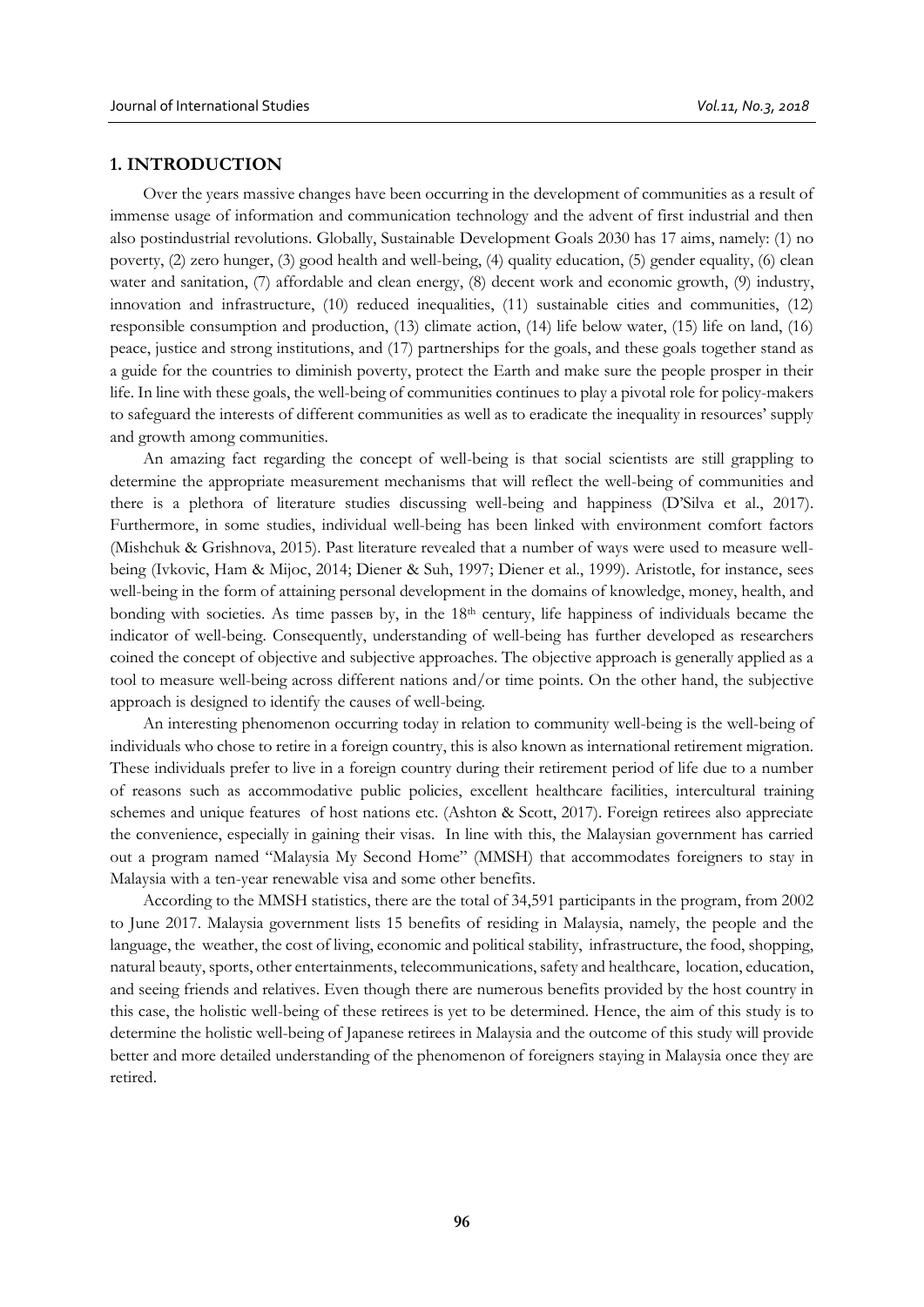## 1. INTRODUCTION

Over the years massive changes have been occurring in the development of communities as a result of immense usage of information and communication technology and the advent of first industrial and then also postindustrial revolutions. Globally, Sustainable Development Goals 2030 has 17 aims, namely: (1) no poverty, (2) zero hunger, (3) good health and well-being, (4) quality education, (5) gender equality, (6) clean water and sanitation, (7) affordable and clean energy, (8) decent work and economic growth, (9) industry, innovation and infrastructure, (10) reduced inequalities, (11) sustainable cities and communities, (12) responsible consumption and production, (13) climate action, (14) life below water, (15) life on land, (16) peace, justice and strong institutions, and (17) partnerships for the goals, and these goals together stand as a guide for the countries to diminish poverty, protect the Earth and make sure the people prosper in their life. In line with these goals, the well-being of communities continues to play a pivotal role for policy-makers to safeguard the interests of different communities as well as to eradicate the inequality in resources' supply and growth among communities.

An amazing fact regarding the concept of well-being is that social scientists are still grappling to determine the appropriate measurement mechanisms that will reflect the well-being of communities and there is a plethora of literature studies discussing well-being and happiness (D'Silva et al., 2017). Furthermore, in some studies, individual well-being has been linked with environment comfort factors (Mishchuk & Grishnova, 2015). Past literature revealed that a number of ways were used to measure well-being (Ivkovic, Ham & Mijoc, 2014; Diener & Suh, 1997; Diener et al., 1999). Aristotle, for instance, sees well-being in the form of attaining personal development in the domains of knowledge, money, health, and bonding with societies. As time passeв by, in the 18th century, life happiness of individuals became the indicator of well-being. Consequently, understanding of well-being has further developed as researchers coined the concept of objective and subjective approaches. The objective approach is generally applied as a tool to measure well-being across different nations and/or time points. On the other hand, the subjective approach is designed to identify the causes of well-being.

An interesting phenomenon occurring today in relation to community well-being is the well-being of individuals who chose to retire in a foreign country, this is also known as international retirement migration. These individuals prefer to live in a foreign country during their retirement period of life due to a number of reasons such as accommodative public policies, excellent healthcare facilities, intercultural training schemes and unique features of host nations etc. (Ashton & Scott, 2017). Foreign retirees also appreciate the convenience, especially in gaining their visas. In line with this, the Malaysian government has carried out a program named "Malaysia My Second Home" (MMSH) that accommodates foreigners to stay in Malaysia with a ten-year renewable visa and some other benefits.

According to the MMSH statistics, there are the total of 34,591 participants in the program, from 2002 to June 2017. Malaysia government lists 15 benefits of residing in Malaysia, namely, the people and the language, the weather, the cost of living, economic and political stability, infrastructure, the food, shopping, natural beauty, sports, other entertainments, telecommunications, safety and healthcare, location, education, and seeing friends and relatives. Even though there are numerous benefits provided by the host country in this case, the holistic well-being of these retirees is yet to be determined. Hence, the aim of this study is to determine the holistic well-being of Japanese retirees in Malaysia and the outcome of this study will provide better and more detailed understanding of the phenomenon of foreigners staying in Malaysia once they are retired.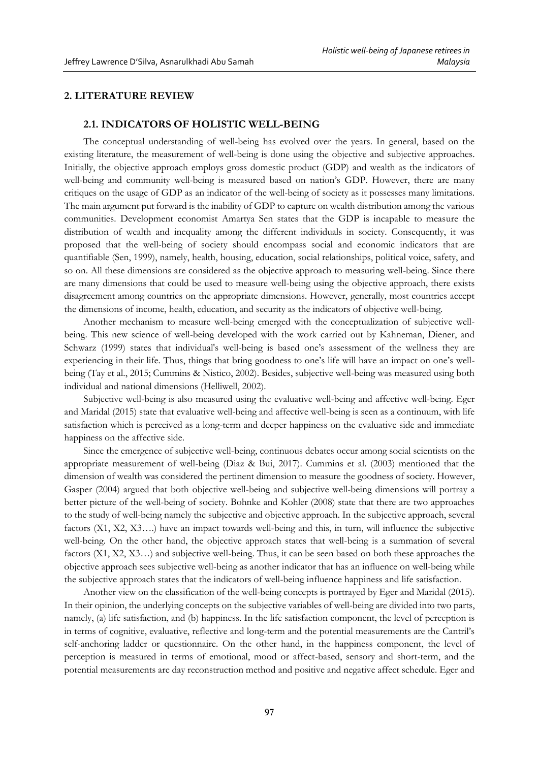## 2. LITERATURE REVIEW

### 2.1. INDICATORS OF HOLISTIC WELL-BEING

The conceptual understanding of well-being has evolved over the years. In general, based on the existing literature, the measurement of well-being is done using the objective and subjective approaches. Initially, the objective approach employs gross domestic product (GDP) and wealth as the indicators of well-being and community well-being is measured based on nation's GDP. However, there are many critiques on the usage of GDP as an indicator of the well-being of society as it possesses many limitations. The main argument put forward is the inability of GDP to capture on wealth distribution among the various communities. Development economist Amartya Sen states that the GDP is incapable to measure the distribution of wealth and inequality among the different individuals in society. Consequently, it was proposed that the well-being of society should encompass social and economic indicators that are quantifiable (Sen, 1999), namely, health, housing, education, social relationships, political voice, safety, and so on. All these dimensions are considered as the objective approach to measuring well-being. Since there are many dimensions that could be used to measure well-being using the objective approach, there exists disagreement among countries on the appropriate dimensions. However, generally, most countries accept the dimensions of income, health, education, and security as the indicators of objective well-being.

Another mechanism to measure well-being emerged with the conceptualization of subjective well-being. This new science of well-being developed with the work carried out by Kahneman, Diener, and Schwarz (1999) states that individual's well-being is based one's assessment of the wellness they are experiencing in their life. Thus, things that bring goodness to one's life will have an impact on one's well-being (Tay et al., 2015; Cummins & Nistico, 2002). Besides, subjective well-being was measured using both individual and national dimensions (Helliwell, 2002).

Subjective well-being is also measured using the evaluative well-being and affective well-being. Eger and Maridal (2015) state that evaluative well-being and affective well-being is seen as a continuum, with life satisfaction which is perceived as a long-term and deeper happiness on the evaluative side and immediate happiness on the affective side.

Since the emergence of subjective well-being, continuous debates occur among social scientists on the appropriate measurement of well-being (Diaz & Bui, 2017). Cummins et al. (2003) mentioned that the dimension of wealth was considered the pertinent dimension to measure the goodness of society. However, Gasper (2004) argued that both objective well-being and subjective well-being dimensions will portray a better picture of the well-being of society. Bohnke and Kohler (2008) state that there are two approaches to the study of well-being namely the subjective and objective approach. In the subjective approach, several factors (X1, X2, X3….) have an impact towards well-being and this, in turn, will influence the subjective well-being. On the other hand, the objective approach states that well-being is a summation of several factors (X1, X2, X3…) and subjective well-being. Thus, it can be seen based on both these approaches the objective approach sees subjective well-being as another indicator that has an influence on well-being while the subjective approach states that the indicators of well-being influence happiness and life satisfaction.

Another view on the classification of the well-being concepts is portrayed by Eger and Maridal (2015). In their opinion, the underlying concepts on the subjective variables of well-being are divided into two parts, namely, (a) life satisfaction, and (b) happiness. In the life satisfaction component, the level of perception is in terms of cognitive, evaluative, reflective and long-term and the potential measurements are the Cantril's self-anchoring ladder or questionnaire. On the other hand, in the happiness component, the level of perception is measured in terms of emotional, mood or affect-based, sensory and short-term, and the potential measurements are day reconstruction method and positive and negative affect schedule. Eger and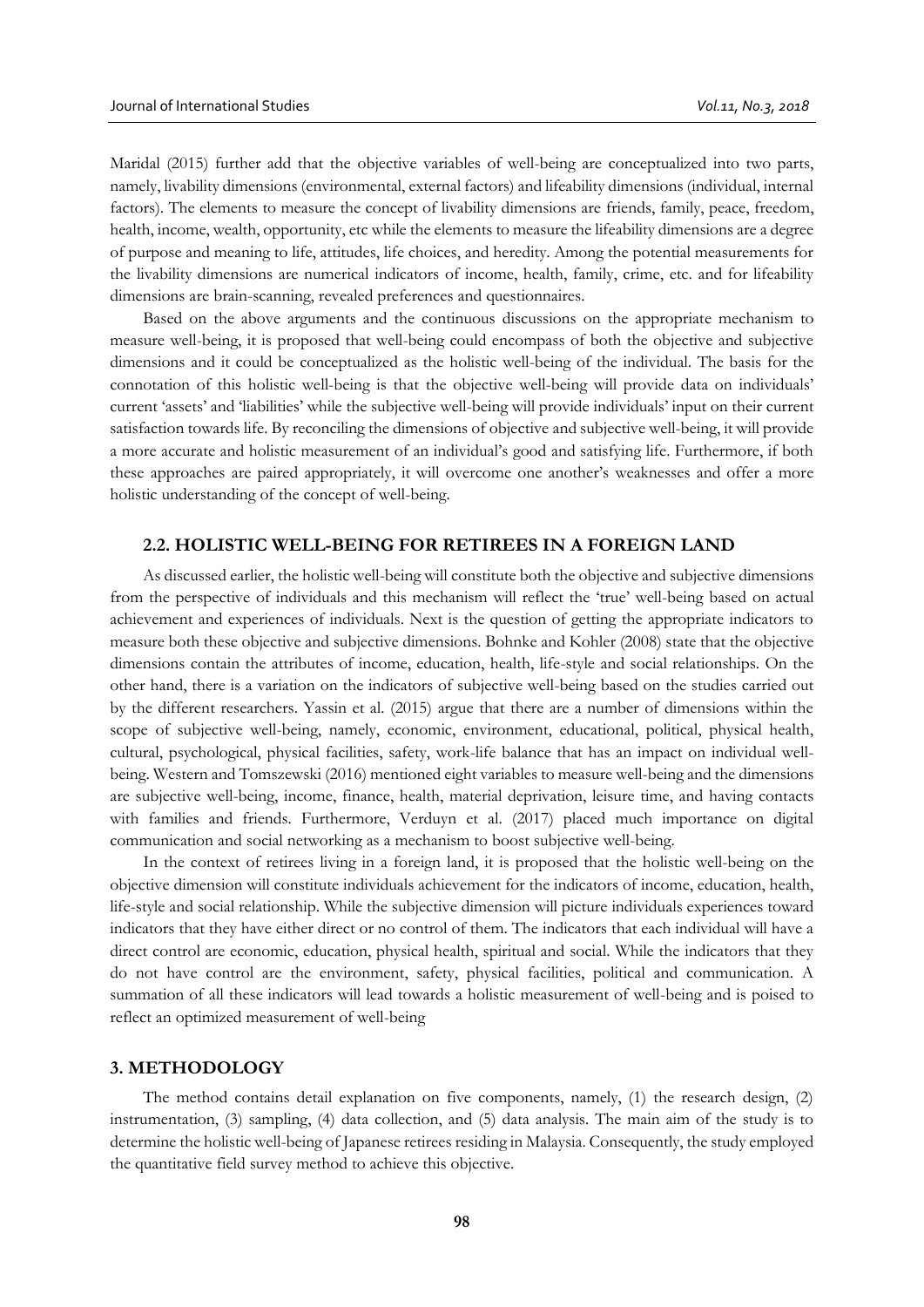Maridal (2015) further add that the objective variables of well-being are conceptualized into two parts, namely, livability dimensions (environmental, external factors) and lifeability dimensions (individual, internal factors). The elements to measure the concept of livability dimensions are friends, family, peace, freedom, health, income, wealth, opportunity, etc while the elements to measure the lifeability dimensions are a degree of purpose and meaning to life, attitudes, life choices, and heredity. Among the potential measurements for the livability dimensions are numerical indicators of income, health, family, crime, etc. and for lifeability dimensions are brain-scanning, revealed preferences and questionnaires.

Based on the above arguments and the continuous discussions on the appropriate mechanism to measure well-being, it is proposed that well-being could encompass of both the objective and subjective dimensions and it could be conceptualized as the holistic well-being of the individual. The basis for the connotation of this holistic well-being is that the objective well-being will provide data on individuals' current 'assets' and 'liabilities' while the subjective well-being will provide individuals' input on their current satisfaction towards life. By reconciling the dimensions of objective and subjective well-being, it will provide a more accurate and holistic measurement of an individual's good and satisfying life. Furthermore, if both these approaches are paired appropriately, it will overcome one another's weaknesses and offer a more holistic understanding of the concept of well-being.

### 2.2. HOLISTIC WELL-BEING FOR RETIREES IN A FOREIGN LAND

As discussed earlier, the holistic well-being will constitute both the objective and subjective dimensions from the perspective of individuals and this mechanism will reflect the 'true' well-being based on actual achievement and experiences of individuals. Next is the question of getting the appropriate indicators to measure both these objective and subjective dimensions. Bohnke and Kohler (2008) state that the objective dimensions contain the attributes of income, education, health, life-style and social relationships. On the other hand, there is a variation on the indicators of subjective well-being based on the studies carried out by the different researchers. Yassin et al. (2015) argue that there are a number of dimensions within the scope of subjective well-being, namely, economic, environment, educational, political, physical health, cultural, psychological, physical facilities, safety, work-life balance that has an impact on individual well-being. Western and Tomszewski (2016) mentioned eight variables to measure well-being and the dimensions are subjective well-being, income, finance, health, material deprivation, leisure time, and having contacts with families and friends. Furthermore, Verduyn et al. (2017) placed much importance on digital communication and social networking as a mechanism to boost subjective well-being.

In the context of retirees living in a foreign land, it is proposed that the holistic well-being on the objective dimension will constitute individuals achievement for the indicators of income, education, health, life-style and social relationship. While the subjective dimension will picture individuals experiences toward indicators that they have either direct or no control of them. The indicators that each individual will have a direct control are economic, education, physical health, spiritual and social. While the indicators that they do not have control are the environment, safety, physical facilities, political and communication. A summation of all these indicators will lead towards a holistic measurement of well-being and is poised to reflect an optimized measurement of well-being

## 3. METHODOLOGY

The method contains detail explanation on five components, namely, (1) the research design, (2) instrumentation, (3) sampling, (4) data collection, and (5) data analysis. The main aim of the study is to determine the holistic well-being of Japanese retirees residing in Malaysia. Consequently, the study employed the quantitative field survey method to achieve this objective.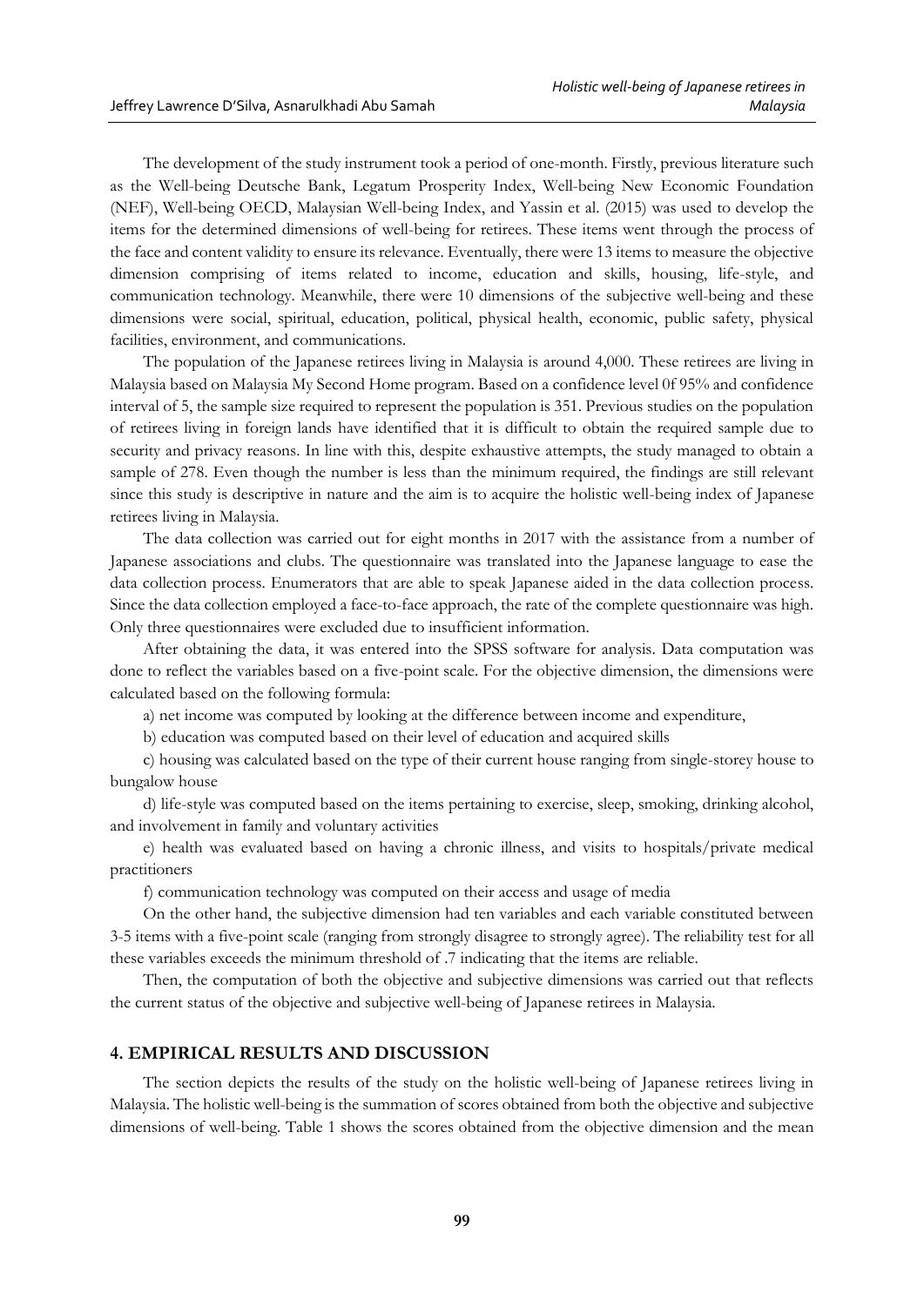The development of the study instrument took a period of one-month. Firstly, previous literature such as the Well-being Deutsche Bank, Legatum Prosperity Index, Well-being New Economic Foundation (NEF), Well-being OECD, Malaysian Well-being Index, and Yassin et al. (2015) was used to develop the items for the determined dimensions of well-being for retirees. These items went through the process of the face and content validity to ensure its relevance. Eventually, there were 13 items to measure the objective dimension comprising of items related to income, education and skills, housing, life-style, and communication technology. Meanwhile, there were 10 dimensions of the subjective well-being and these dimensions were social, spiritual, education, political, physical health, economic, public safety, physical facilities, environment, and communications.

The population of the Japanese retirees living in Malaysia is around 4,000. These retirees are living in Malaysia based on Malaysia My Second Home program. Based on a confidence level 0f 95% and confidence interval of 5, the sample size required to represent the population is 351. Previous studies on the population of retirees living in foreign lands have identified that it is difficult to obtain the required sample due to security and privacy reasons. In line with this, despite exhaustive attempts, the study managed to obtain a sample of 278. Even though the number is less than the minimum required, the findings are still relevant since this study is descriptive in nature and the aim is to acquire the holistic well-being index of Japanese retirees living in Malaysia.

The data collection was carried out for eight months in 2017 with the assistance from a number of Japanese associations and clubs. The questionnaire was translated into the Japanese language to ease the data collection process. Enumerators that are able to speak Japanese aided in the data collection process. Since the data collection employed a face-to-face approach, the rate of the complete questionnaire was high. Only three questionnaires were excluded due to insufficient information.

After obtaining the data, it was entered into the SPSS software for analysis. Data computation was done to reflect the variables based on a five-point scale. For the objective dimension, the dimensions were calculated based on the following formula:

a) net income was computed by looking at the difference between income and expenditure,

b) education was computed based on their level of education and acquired skills

c) housing was calculated based on the type of their current house ranging from single-storey house to bungalow house

d) life-style was computed based on the items pertaining to exercise, sleep, smoking, drinking alcohol, and involvement in family and voluntary activities

e) health was evaluated based on having a chronic illness, and visits to hospitals/private medical practitioners

f) communication technology was computed on their access and usage of media

On the other hand, the subjective dimension had ten variables and each variable constituted between 3-5 items with a five-point scale (ranging from strongly disagree to strongly agree). The reliability test for all these variables exceeds the minimum threshold of .7 indicating that the items are reliable.

Then, the computation of both the objective and subjective dimensions was carried out that reflects the current status of the objective and subjective well-being of Japanese retirees in Malaysia.

## 4. EMPIRICAL RESULTS AND DISCUSSION

The section depicts the results of the study on the holistic well-being of Japanese retirees living in Malaysia. The holistic well-being is the summation of scores obtained from both the objective and subjective dimensions of well-being. Table 1 shows the scores obtained from the objective dimension and the mean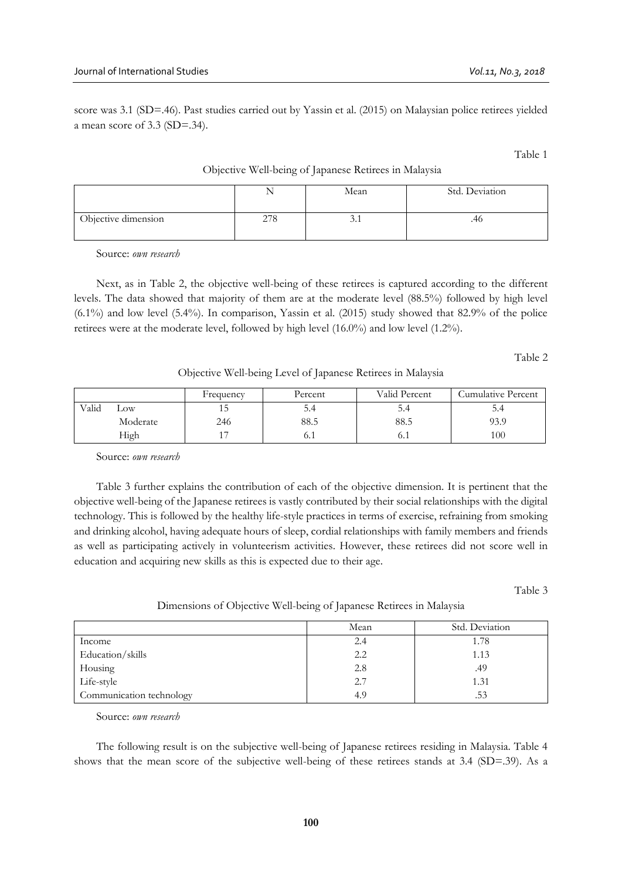score was 3.1 (SD=.46). Past studies carried out by Yassin et al. (2015) on Malaysian police retirees yielded a mean score of 3.3 (SD=.34).

Table 1

Objective Well-being of Japanese Retirees in Malaysia

| | N | Mean | Std. Deviation |
|---|---|---|---|
| Objective dimension | 278 | 3.1 | .46 |

Source: *own research*

Next, as in Table 2, the objective well-being of these retirees is captured according to the different levels. The data showed that majority of them are at the moderate level (88.5%) followed by high level (6.1%) and low level (5.4%). In comparison, Yassin et al. (2015) study showed that 82.9% of the police retirees were at the moderate level, followed by high level (16.0%) and low level (1.2%).

Table 2

Objective Well-being Level of Japanese Retirees in Malaysia

| | | Frequency | Percent | Valid Percent | Cumulative Percent |
|---|---|---|---|---|---|
| Valid | Low | 15 | 5.4 | 5.4 | 5.4 |
| | Moderate | 246 | 88.5 | 88.5 | 93.9 |
| | High | 17 | 6.1 | 6.1 | 100 |

Source: *own research*

Table 3 further explains the contribution of each of the objective dimension. It is pertinent that the objective well-being of the Japanese retirees is vastly contributed by their social relationships with the digital technology. This is followed by the healthy life-style practices in terms of exercise, refraining from smoking and drinking alcohol, having adequate hours of sleep, cordial relationships with family members and friends as well as participating actively in volunteerism activities. However, these retirees did not score well in education and acquiring new skills as this is expected due to their age.

Table 3

Dimensions of Objective Well-being of Japanese Retirees in Malaysia

| | Mean | Std. Deviation |
|---|---|---|
| Income | 2.4 | 1.78 |
| Education/skills | 2.2 | 1.13 |
| Housing | 2.8 | .49 |
| Life-style | 2.7 | 1.31 |
| Communication technology | 4.9 | .53 |

Source: *own research*

The following result is on the subjective well-being of Japanese retirees residing in Malaysia. Table 4 shows that the mean score of the subjective well-being of these retirees stands at 3.4 (SD=.39). As a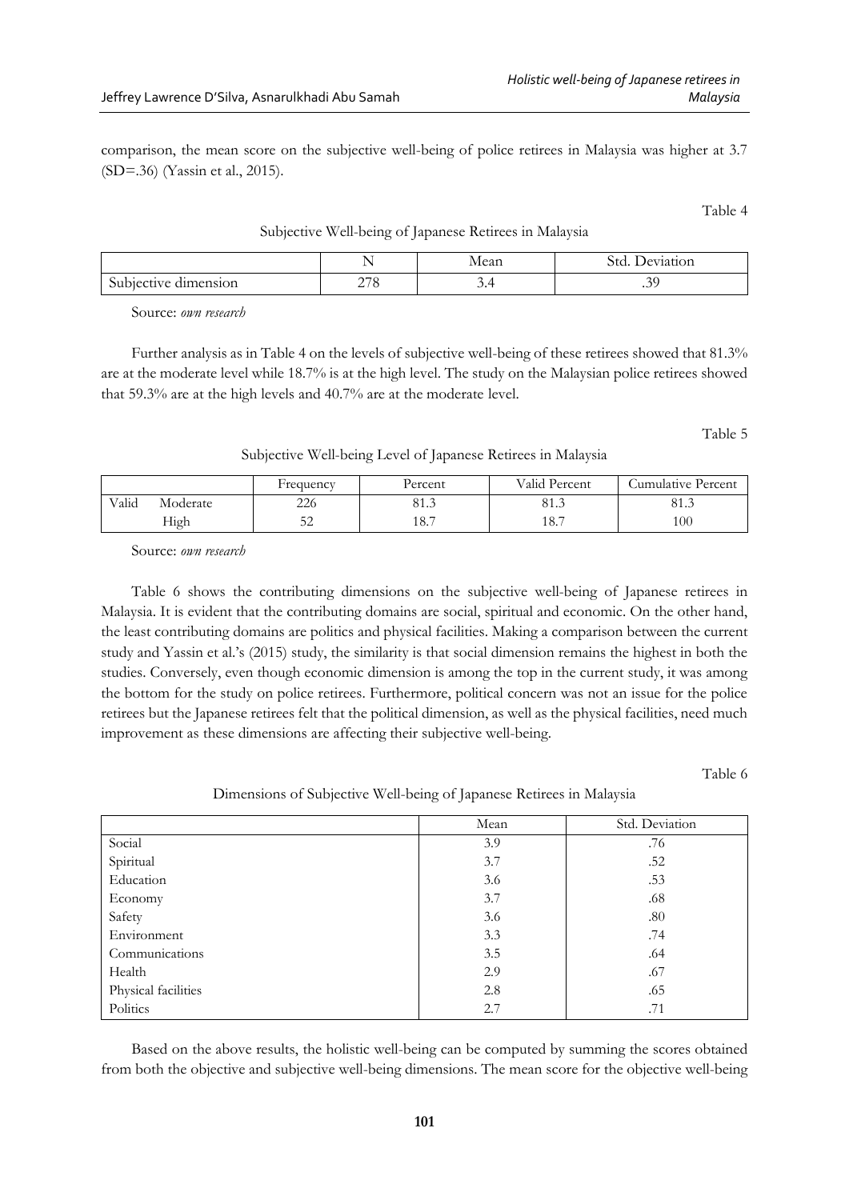comparison, the mean score on the subjective well-being of police retirees in Malaysia was higher at 3.7 (SD=.36) (Yassin et al., 2015).

Table 4

Subjective Well-being of Japanese Retirees in Malaysia

| | N | Mean | Std. Deviation |
|---|---|---|---|
| Subjective dimension | 278 | 3.4 | .39 |

Source: *own research*

Further analysis as in Table 4 on the levels of subjective well-being of these retirees showed that 81.3% are at the moderate level while 18.7% is at the high level. The study on the Malaysian police retirees showed that 59.3% are at the high levels and 40.7% are at the moderate level.

Table 5

Subjective Well-being Level of Japanese Retirees in Malaysia

| | | Frequency | Percent | Valid Percent | Cumulative Percent |
|---|---|---|---|---|---|
| Valid | Moderate | 226 | 81.3 | 81.3 | 81.3 |
| | High | 52 | 18.7 | 18.7 | 100 |

Source: *own research*

Table 6 shows the contributing dimensions on the subjective well-being of Japanese retirees in Malaysia. It is evident that the contributing domains are social, spiritual and economic. On the other hand, the least contributing domains are politics and physical facilities. Making a comparison between the current study and Yassin et al.'s (2015) study, the similarity is that social dimension remains the highest in both the studies. Conversely, even though economic dimension is among the top in the current study, it was among the bottom for the study on police retirees. Furthermore, political concern was not an issue for the police retirees but the Japanese retirees felt that the political dimension, as well as the physical facilities, need much improvement as these dimensions are affecting their subjective well-being.

Table 6

Dimensions of Subjective Well-being of Japanese Retirees in Malaysia

| | Mean | Std. Deviation |
|---|---|---|
| Social | 3.9 | .76 |
| Spiritual | 3.7 | .52 |
| Education | 3.6 | .53 |
| Economy | 3.7 | .68 |
| Safety | 3.6 | .80 |
| Environment | 3.3 | .74 |
| Communications | 3.5 | .64 |
| Health | 2.9 | .67 |
| Physical facilities | 2.8 | .65 |
| Politics | 2.7 | .71 |

Based on the above results, the holistic well-being can be computed by summing the scores obtained from both the objective and subjective well-being dimensions. The mean score for the objective well-being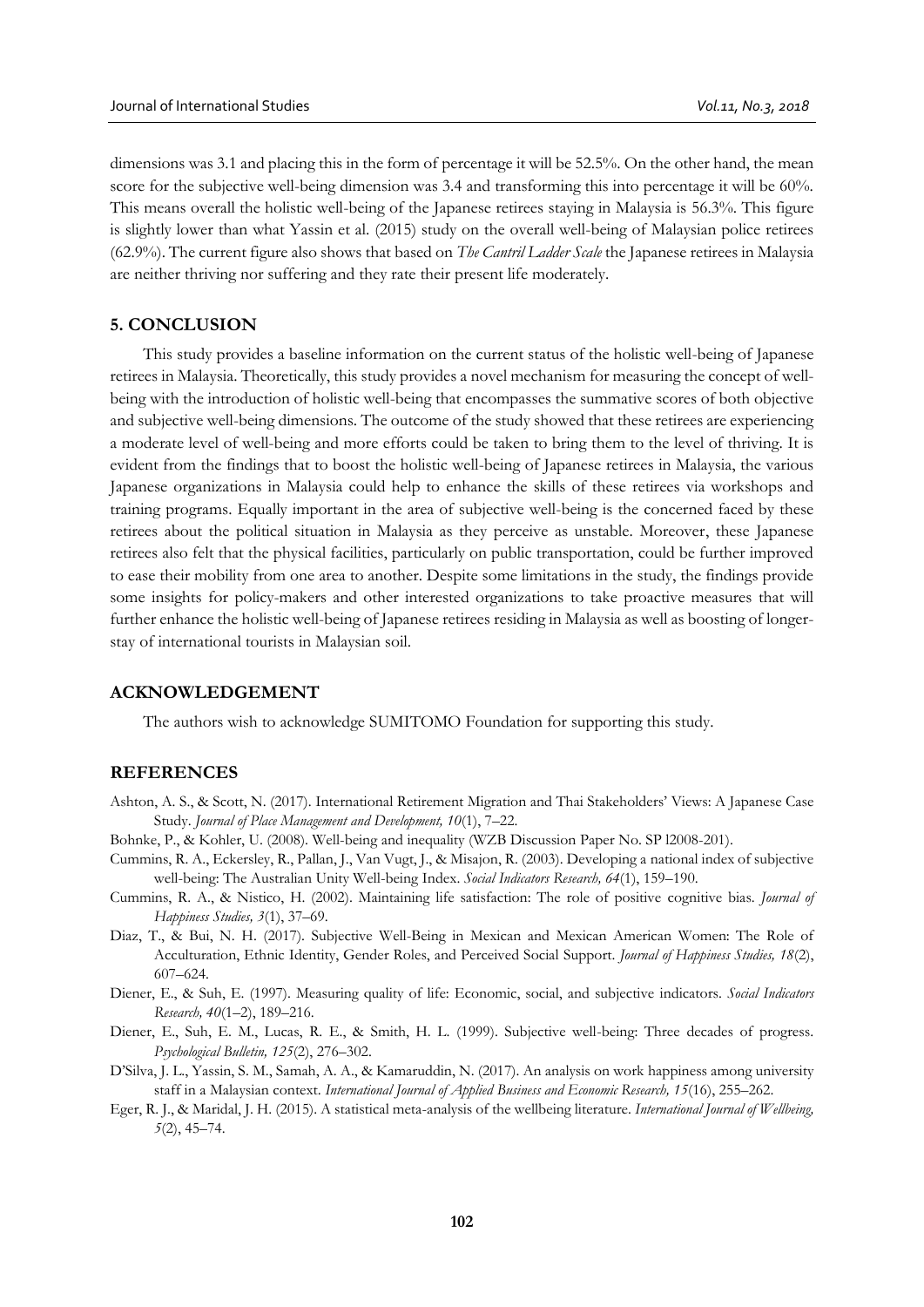dimensions was 3.1 and placing this in the form of percentage it will be 52.5%. On the other hand, the mean score for the subjective well-being dimension was 3.4 and transforming this into percentage it will be 60%. This means overall the holistic well-being of the Japanese retirees staying in Malaysia is 56.3%. This figure is slightly lower than what Yassin et al. (2015) study on the overall well-being of Malaysian police retirees (62.9%). The current figure also shows that based on *The Cantril Ladder Scale* the Japanese retirees in Malaysia are neither thriving nor suffering and they rate their present life moderately.

## 5. CONCLUSION

This study provides a baseline information on the current status of the holistic well-being of Japanese retirees in Malaysia. Theoretically, this study provides a novel mechanism for measuring the concept of well-being with the introduction of holistic well-being that encompasses the summative scores of both objective and subjective well-being dimensions. The outcome of the study showed that these retirees are experiencing a moderate level of well-being and more efforts could be taken to bring them to the level of thriving. It is evident from the findings that to boost the holistic well-being of Japanese retirees in Malaysia, the various Japanese organizations in Malaysia could help to enhance the skills of these retirees via workshops and training programs. Equally important in the area of subjective well-being is the concerned faced by these retirees about the political situation in Malaysia as they perceive as unstable. Moreover, these Japanese retirees also felt that the physical facilities, particularly on public transportation, could be further improved to ease their mobility from one area to another. Despite some limitations in the study, the findings provide some insights for policy-makers and other interested organizations to take proactive measures that will further enhance the holistic well-being of Japanese retirees residing in Malaysia as well as boosting of longer-stay of international tourists in Malaysian soil.

## ACKNOWLEDGEMENT

The authors wish to acknowledge SUMITOMO Foundation for supporting this study.

## REFERENCES

Ashton, A. S., & Scott, N. (2017). International Retirement Migration and Thai Stakeholders' Views: A Japanese Case Study. *Journal of Place Management and Development, 10*(1), 7–22.

Bohnke, P., & Kohler, U. (2008). Well-being and inequality (WZB Discussion Paper No. SP l2008-201).

Cummins, R. A., Eckersley, R., Pallan, J., Van Vugt, J., & Misajon, R. (2003). Developing a national index of subjective well-being: The Australian Unity Well-being Index. *Social Indicators Research, 64*(1), 159–190.

Cummins, R. A., & Nistico, H. (2002). Maintaining life satisfaction: The role of positive cognitive bias. *Journal of Happiness Studies, 3*(1), 37–69.

Diaz, T., & Bui, N. H. (2017). Subjective Well-Being in Mexican and Mexican American Women: The Role of Acculturation, Ethnic Identity, Gender Roles, and Perceived Social Support. *Journal of Happiness Studies, 18*(2), 607–624.

Diener, E., & Suh, E. (1997). Measuring quality of life: Economic, social, and subjective indicators. *Social Indicators Research, 40*(1–2), 189–216.

Diener, E., Suh, E. M., Lucas, R. E., & Smith, H. L. (1999). Subjective well-being: Three decades of progress. *Psychological Bulletin, 125*(2), 276–302.

D'Silva, J. L., Yassin, S. M., Samah, A. A., & Kamaruddin, N. (2017). An analysis on work happiness among university staff in a Malaysian context. *International Journal of Applied Business and Economic Research, 15*(16), 255–262.

Eger, R. J., & Maridal, J. H. (2015). A statistical meta-analysis of the wellbeing literature. *International Journal of Wellbeing, 5*(2), 45–74.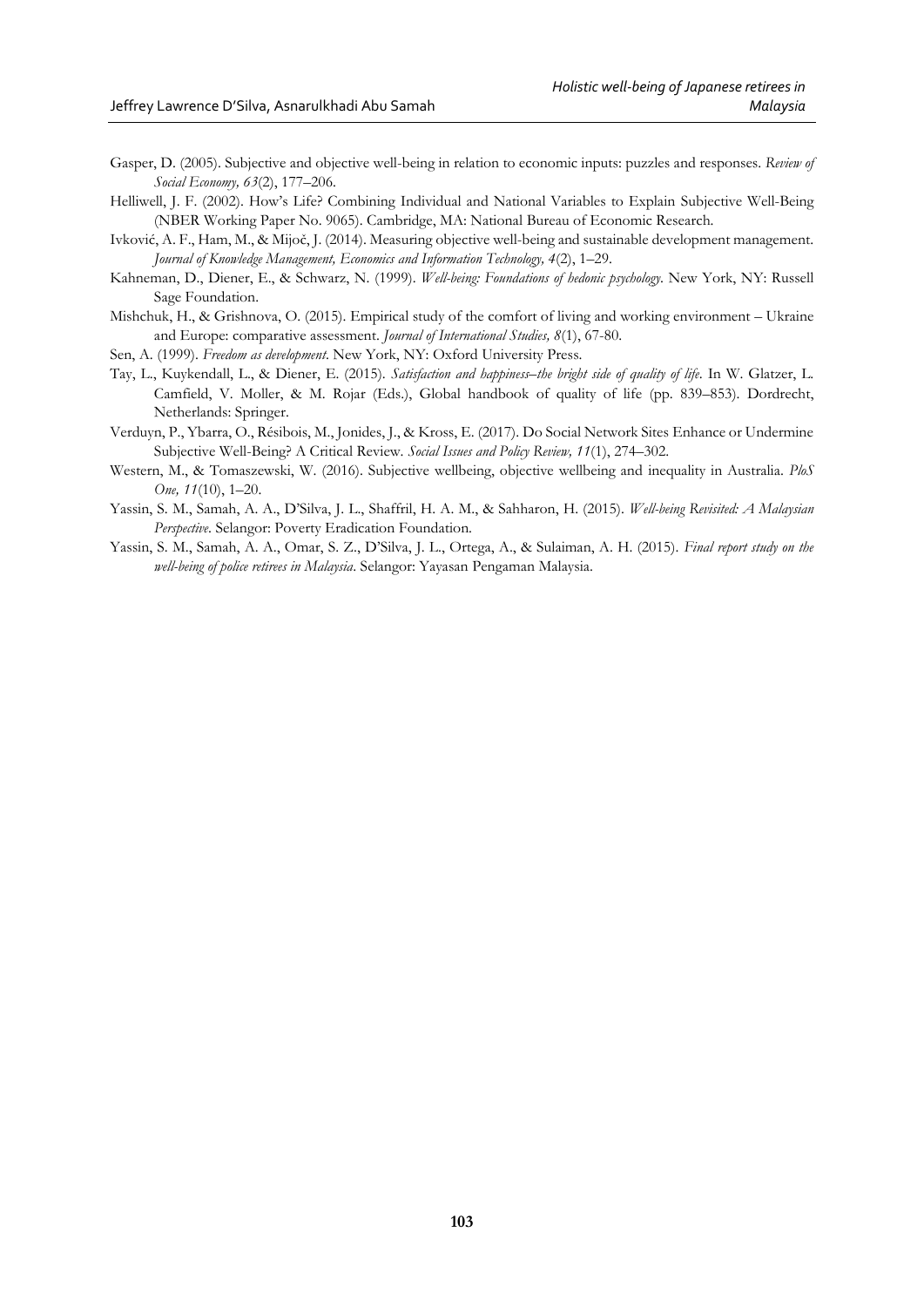Gasper, D. (2005). Subjective and objective well-being in relation to economic inputs: puzzles and responses. *Review of Social Economy, 63*(2), 177–206.

Helliwell, J. F. (2002). How's Life? Combining Individual and National Variables to Explain Subjective Well-Being (NBER Working Paper No. 9065). Cambridge, MA: National Bureau of Economic Research.

Ivković, A. F., Ham, M., & Mijoč, J. (2014). Measuring objective well-being and sustainable development management. *Journal of Knowledge Management, Economics and Information Technology, 4*(2), 1–29.

Kahneman, D., Diener, E., & Schwarz, N. (1999). *Well-being: Foundations of hedonic psychology*. New York, NY: Russell Sage Foundation.

Mishchuk, H., & Grishnova, O. (2015). Empirical study of the comfort of living and working environment – Ukraine and Europe: comparative assessment. *Journal of International Studies, 8*(1), 67-80.

Sen, A. (1999). *Freedom as development*. New York, NY: Oxford University Press.

Tay, L., Kuykendall, L., & Diener, E. (2015). *Satisfaction and happiness–the bright side of quality of life*. In W. Glatzer, L. Camfield, V. Moller, & M. Rojar (Eds.), Global handbook of quality of life (pp. 839–853). Dordrecht, Netherlands: Springer.

Verduyn, P., Ybarra, O., Résibois, M., Jonides, J., & Kross, E. (2017). Do Social Network Sites Enhance or Undermine Subjective Well-Being? A Critical Review. *Social Issues and Policy Review, 11*(1), 274–302.

Western, M., & Tomaszewski, W. (2016). Subjective wellbeing, objective wellbeing and inequality in Australia. *PloS One, 11*(10), 1–20.

Yassin, S. M., Samah, A. A., D'Silva, J. L., Shaffril, H. A. M., & Sahharon, H. (2015). *Well-being Revisited: A Malaysian Perspective*. Selangor: Poverty Eradication Foundation.

Yassin, S. M., Samah, A. A., Omar, S. Z., D'Silva, J. L., Ortega, A., & Sulaiman, A. H. (2015). *Final report study on the well-being of police retirees in Malaysia*. Selangor: Yayasan Pengaman Malaysia.